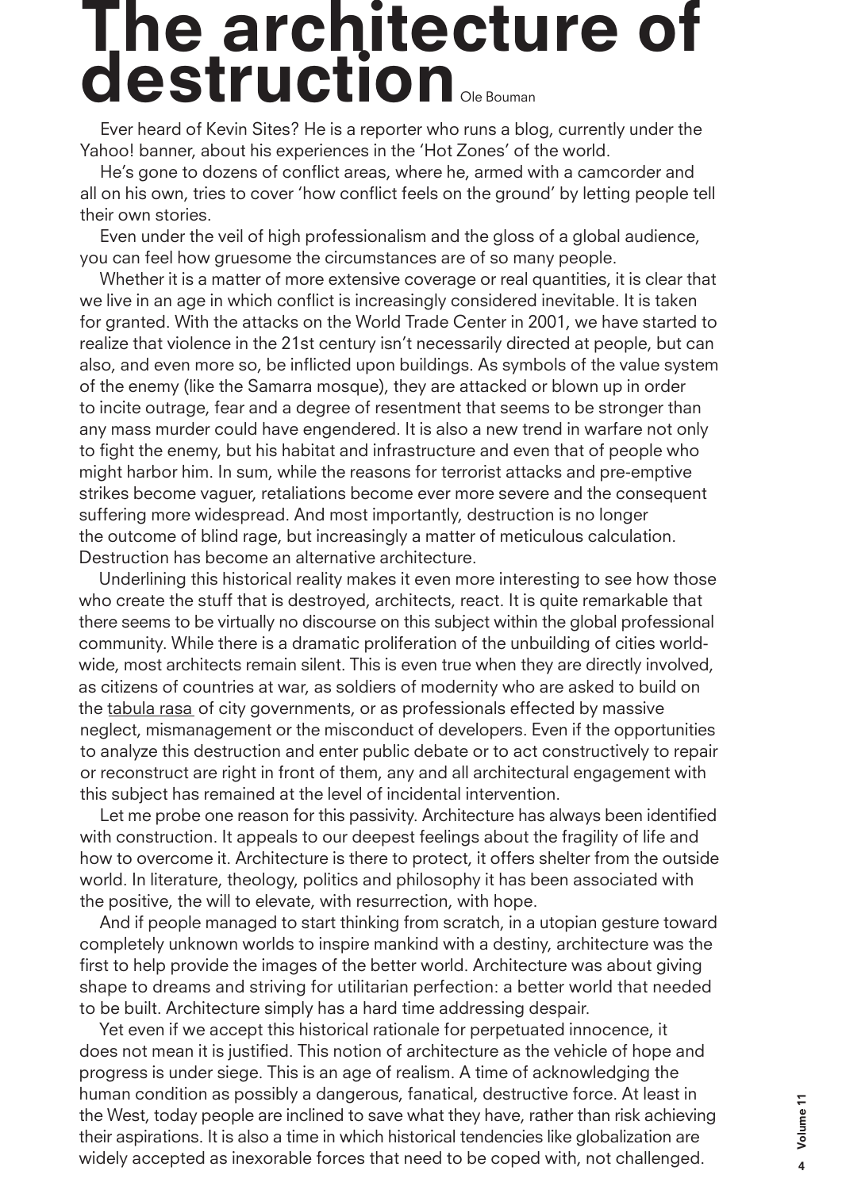# The architecture of destruction

Ole Bouman

Ever heard of Kevin Sites? He is a reporter who runs a blog, currently under the Yahoo! banner, about his experiences in the 'Hot Zones' of the world.

He's gone to dozens of conflict areas, where he, armed with a camcorder and all on his own, tries to cover 'how conflict feels on the ground' by letting people tell their own stories.

Even under the veil of high professionalism and the gloss of a global audience, you can feel how gruesome the circumstances are of so many people.

Whether it is a matter of more extensive coverage or real quantities, it is clear that we live in an age in which conflict is increasingly considered inevitable. It is taken for granted. With the attacks on the World Trade Center in 2001, we have started to realize that violence in the 21st century isn't necessarily directed at people, but can also, and even more so, be inflicted upon buildings. As symbols of the value system of the enemy (like the Samarra mosque), they are attacked or blown up in order to incite outrage, fear and a degree of resentment that seems to be stronger than any mass murder could have engendered. It is also a new trend in warfare not only to fight the enemy, but his habitat and infrastructure and even that of people who might harbor him. In sum, while the reasons for terrorist attacks and pre-emptive strikes become vaguer, retaliations become ever more severe and the consequent suffering more widespread. And most importantly, destruction is no longer the outcome of blind rage, but increasingly a matter of meticulous calculation. Destruction has become an alternative architecture.

Underlining this historical reality makes it even more interesting to see how those who create the stuff that is destroyed, architects, react. It is quite remarkable that there seems to be virtually no discourse on this subject within the global professional community. While there is a dramatic proliferation of the unbuilding of cities worldwide, most architects remain silent. This is even true when they are directly involved, as citizens of countries at war, as soldiers of modernity who are asked to build on the tabula rasa of city governments, or as professionals effected by massive neglect, mismanagement or the misconduct of developers. Even if the opportunities to analyze this destruction and enter public debate or to act constructively to repair or reconstruct are right in front of them, any and all architectural engagement with this subject has remained at the level of incidental intervention.

Let me probe one reason for this passivity. Architecture has always been identified with construction. It appeals to our deepest feelings about the fragility of life and how to overcome it. Architecture is there to protect, it offers shelter from the outside world. In literature, theology, politics and philosophy it has been associated with the positive, the will to elevate, with resurrection, with hope.

And if people managed to start thinking from scratch, in a utopian gesture toward completely unknown worlds to inspire mankind with a destiny, architecture was the first to help provide the images of the better world. Architecture was about giving shape to dreams and striving for utilitarian perfection: a better world that needed to be built. Architecture simply has a hard time addressing despair.

Yet even if we accept this historical rationale for perpetuated innocence, it does not mean it is justified. This notion of architecture as the vehicle of hope and progress is under siege. This is an age of realism. A time of acknowledging the human condition as possibly a dangerous, fanatical, destructive force. At least in the West, today people are inclined to save what they have, rather than risk achieving their aspirations. It is also a time in which historical tendencies like globalization are widely accepted as inexorable forces that need to be coped with, not challenged.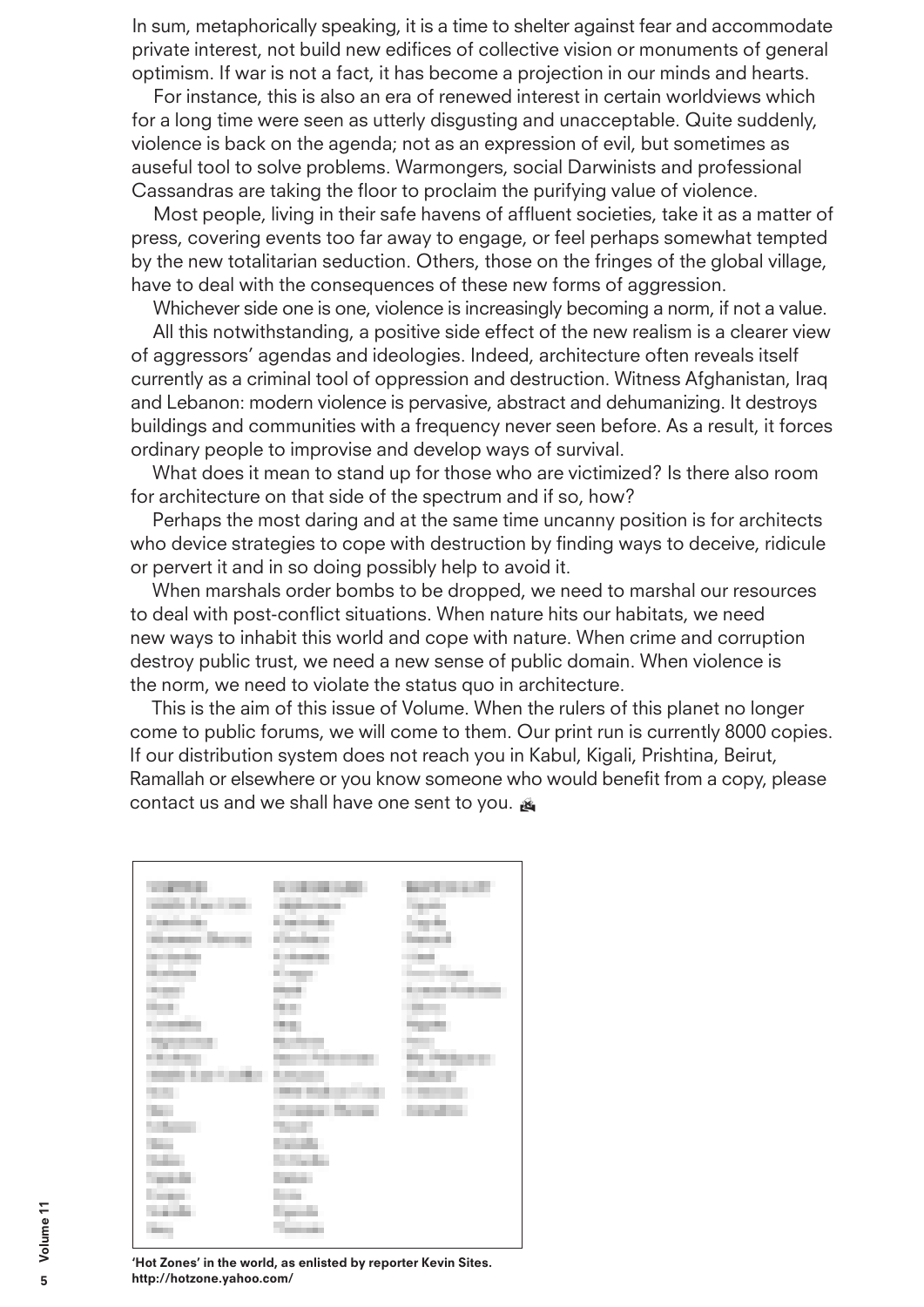In sum, metaphorically speaking, it is a time to shelter against fear and accommodate private interest, not build new edifices of collective vision or monuments of general optimism. If war is not a fact, it has become a projection in our minds and hearts.

For instance, this is also an era of renewed interest in certain worldviews which for a long time were seen as utterly disgusting and unacceptable. Quite suddenly, violence is back on the agenda; not as an expression of evil, but sometimes as auseful tool to solve problems. Warmongers, social Darwinists and professional Cassandras are taking the floor to proclaim the purifying value of violence.

Most people, living in their safe havens of affluent societies, take it as a matter of press, covering events too far away to engage, or feel perhaps somewhat tempted by the new totalitarian seduction. Others, those on the fringes of the global village, have to deal with the consequences of these new forms of aggression.

Whichever side one is one, violence is increasingly becoming a norm, if not a value.

All this notwithstanding, a positive side effect of the new realism is a clearer view of aggressors' agendas and ideologies. Indeed, architecture often reveals itself currently as a criminal tool of oppression and destruction. Witness Afghanistan, Iraq and Lebanon: modern violence is pervasive, abstract and dehumanizing. It destroys buildings and communities with a frequency never seen before. As a result, it forces ordinary people to improvise and develop ways of survival.

What does it mean to stand up for those who are victimized? Is there also room for architecture on that side of the spectrum and if so, how?

Perhaps the most daring and at the same time uncanny position is for architects who device strategies to cope with destruction by finding ways to deceive, ridicule or pervert it and in so doing possibly help to avoid it.

When marshals order bombs to be dropped, we need to marshal our resources to deal with post-conflict situations. When nature hits our habitats, we need new ways to inhabit this world and cope with nature. When crime and corruption destroy public trust, we need a new sense of public domain. When violence is the norm, we need to violate the status quo in architecture.

This is the aim of this issue of Volume. When the rulers of this planet no longer come to public forums, we will come to them. Our print run is currently 8000 copies. If our distribution system does not reach you in Kabul, Kigali, Prishtina, Beirut, Ramallah or elsewhere or you know someone who would benefit from a copy, please contact us and we shall have one sent to you.

**'Hot Zones' in the world, as enlisted by reporter Kevin Sites. http://hotzone.yahoo.com/**